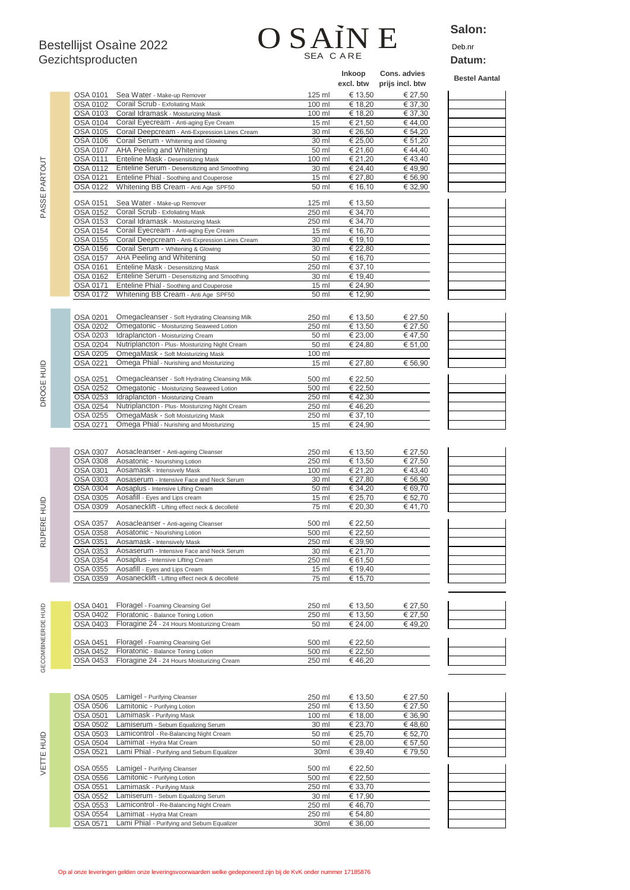# Bestellijst Osaìne 2022
## Gezichtsproducten

**OSAÌNE**
SEA CARE

**Salon:**

Deb.nr

**Datum:**

| Categorie | Code | Product | Inhoud | Inkoop excl. btw | Cons. advies prijs incl. btw | Bestel Aantal |
|---|---|---|---|---|---|---|
| PASSE PARTOUT | OSA 0101 | Sea Water - Make-up Remover | 125 ml | € 13,50 | € 27,50 | |
| | OSA 0102 | Corail Scrub - Exfoliating Mask | 100 ml | € 18,20 | € 37,30 | |
| | OSA 0103 | Corail Idramask - Moisturizing Mask | 100 ml | € 18,20 | € 37,30 | |
| | OSA 0104 | Corail Eyecream - Anti-aging Eye Cream | 15 ml | € 21,50 | € 44,00 | |
| | OSA 0105 | Corail Deepcream - Anti-Expression Lines Cream | 30 ml | € 26,50 | € 54,20 | |
| | OSA 0106 | Corail Serum - Whitening and Glowing | 30 ml | € 25,00 | € 51,20 | |
| | OSA 0107 | AHA Peeling and Whitening | 50 ml | € 21,60 | € 44,40 | |
| | OSA 0111 | Enteline Mask - Desensitizing Mask | 100 ml | € 21,20 | € 43,40 | |
| | OSA 0112 | Enteline Serum - Desensitizing and Smoothing | 30 ml | € 24,40 | € 49,90 | |
| | OSA 0121 | Enteline Phial - Soothing and Couperose | 15 ml | € 27,80 | € 56,90 | |
| | OSA 0122 | Whitening BB Cream - Anti Age SPF50 | 50 ml | € 16,10 | € 32,90 | |
| | OSA 0151 | Sea Water - Make-up Remover | 125 ml | € 13,50 | | |
| | OSA 0152 | Corail Scrub - Exfoliating Mask | 250 ml | € 34,70 | | |
| | OSA 0153 | Corail Idramask - Moisturizing Mask | 250 ml | € 34,70 | | |
| | OSA 0154 | Corail Eyecream - Anti-aging Eye Cream | 15 ml | € 16,70 | | |
| | OSA 0155 | Corail Deepcream - Anti-Expression Lines Cream | 30 ml | € 19,10 | | |
| | OSA 0156 | Corail Serum - Whitening & Glowing | 30 ml | € 22,80 | | |
| | OSA 0157 | AHA Peeling and Whitening | 50 ml | € 16,70 | | |
| | OSA 0161 | Enteline Mask - Desensitizing Mask | 250 ml | € 37,10 | | |
| | OSA 0162 | Enteline Serum - Desensitizing and Smoothing | 30 ml | € 19,40 | | |
| | OSA 0171 | Enteline Phial - Soothing and Couperose | 15 ml | € 24,90 | | |
| | OSA 0172 | Whitening BB Cream - Anti Age SPF50 | 50 ml | € 12,90 | | |
| DROGE HUID | OSA 0201 | Omegacleanser - Soft Hydrating Cleansing Milk | 250 ml | € 13,50 | € 27,50 | |
| | OSA 0202 | Omegatonic - Moisturizing Seaweed Lotion | 250 ml | € 13,50 | € 27,50 | |
| | OSA 0203 | Idraplancton - Moisturizing Cream | 50 ml | € 23,00 | € 47,50 | |
| | OSA 0204 | Nutriplancton - Plus- Moisturizing Night Cream | 50 ml | € 24,80 | € 51,00 | |
| | OSA 0205 | OmegaMask - Soft Moisturizing Mask | 100 ml | | | |
| | OSA 0221 | Omega Phial - Nurishing and Moisturizing | 15 ml | € 27,80 | € 56,90 | |
| | OSA 0251 | Omegacleanser - Soft Hydrating Cleansing Milk | 500 ml | € 22,50 | | |
| | OSA 0252 | Omegatonic - Moisturizing Seaweed Lotion | 500 ml | € 22,50 | | |
| | OSA 0253 | Idraplancton - Moisturizing Cream | 250 ml | € 42,30 | | |
| | OSA 0254 | Nutriplancton - Plus- Moisturizing Night Cream | 250 ml | € 46,20 | | |
| | OSA 0255 | OmegaMask - Soft Moisturizing Mask | 250 ml | € 37,10 | | |
| | OSA 0271 | Omega Phial - Nurishing and Moisturizing | 15 ml | € 24,90 | | |
| RIJPERE HUID | OSA 0307 | Aosacleanser - Anti-ageing Cleanser | 250 ml | € 13,50 | € 27,50 | |
| | OSA 0308 | Aosatonic - Nourishing Lotion | 250 ml | € 13,50 | € 27,50 | |
| | OSA 0301 | Aosamask - Intensively Mask | 100 ml | € 21,20 | € 43,40 | |
| | OSA 0303 | Aosaserum - Intensive Face and Neck Serum | 30 ml | € 27,80 | € 56,90 | |
| | OSA 0304 | Aosaplus - Intensive Lifting Cream | 50 ml | € 34,20 | € 69,70 | |
| | OSA 0305 | Aosafill - Eyes and Lips cream | 15 ml | € 25,70 | € 52,70 | |
| | OSA 0309 | Aosanecklift - Lifting effect neck & decolleté | 75 ml | € 20,30 | € 41,70 | |
| | OSA 0357 | Aosacleanser - Anti-ageing Cleanser | 500 ml | € 22,50 | | |
| | OSA 0358 | Aosatonic - Nourishing Lotion | 500 ml | € 22,50 | | |
| | OSA 0351 | Aosamask - Intensively Mask | 250 ml | € 39,90 | | |
| | OSA 0353 | Aosaserum - Intensive Face and Neck Serum | 30 ml | € 21,70 | | |
| | OSA 0354 | Aosaplus - Intensive Lifting Cream | 250 ml | € 61,50 | | |
| | OSA 0355 | Aosafill - Eyes and Lips Cream | 15 ml | € 19,40 | | |
| | OSA 0359 | Aosanecklift - Lifting effect neck & decolleté | 75 ml | € 15,70 | | |
| GECOMBINEERDE HUID | OSA 0401 | Floragel - Foaming Cleansing Gel | 250 ml | € 13,50 | € 27,50 | |
| | OSA 0402 | Floratonic - Balance Toning Lotion | 250 ml | € 13,50 | € 27,50 | |
| | OSA 0403 | Floragine 24 - 24 Hours Moisturizing Cream | 50 ml | € 24,00 | € 49,20 | |
| | OSA 0451 | Floragel - Foaming Cleansing Gel | 500 ml | € 22,50 | | |
| | OSA 0452 | Floratonic - Balance Toning Lotion | 500 ml | € 22,50 | | |
| | OSA 0453 | Floragine 24 - 24 Hours Moisturizing Cream | 250 ml | € 46,20 | | |
| VETTE HUID | OSA 0505 | Lamigel - Purifying Cleanser | 250 ml | € 13,50 | € 27,50 | |
| | OSA 0506 | Lamitonic - Purifying Lotion | 250 ml | € 13,50 | € 27,50 | |
| | OSA 0501 | Lamimask - Purifying Mask | 100 ml | € 18,00 | € 36,90 | |
| | OSA 0502 | Lamiserum - Sebum Equalizing Serum | 30 ml | € 23,70 | € 48,60 | |
| | OSA 0503 | Lamicontrol - Re-Balancing Night Cream | 50 ml | € 25,70 | € 52,70 | |
| | OSA 0504 | Lamimat - Hydra Mat Cream | 50 ml | € 28,00 | € 57,50 | |
| | OSA 0521 | Lami Phial - Purifying and Sebum Equalizer | 30ml | € 39,40 | € 79,50 | |
| | OSA 0555 | Lamigel - Purifying Cleanser | 500 ml | € 22,50 | | |
| | OSA 0556 | Lamitonic - Purifying Lotion | 500 ml | € 22,50 | | |
| | OSA 0551 | Lamimask - Purifying Mask | 250 ml | € 33,70 | | |
| | OSA 0552 | Lamiserum - Sebum Equalizing Serum | 30 ml | € 17,90 | | |
| | OSA 0553 | Lamicontrol - Re-Balancing Night Cream | 250 ml | € 46,70 | | |
| | OSA 0554 | Lamimat - Hydra Mat Cream | 250 ml | € 54,80 | | |
| | OSA 0571 | Lami Phial - Purifying and Sebum Equalizer | 30ml | € 36,00 | | |

Op al onze leveringen gelden onze leveringsvoorwaarden welke gedeponeerd zijn bij de KvK onder nummer 17185876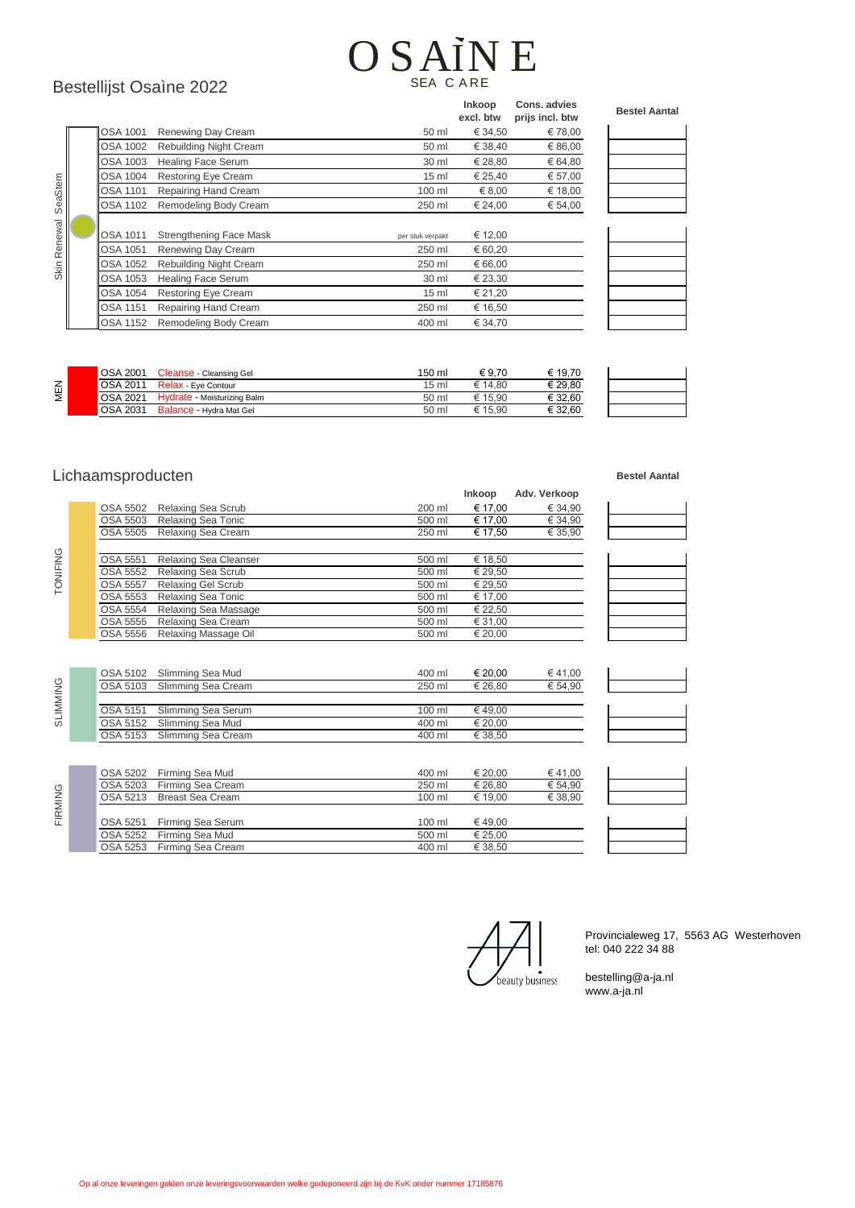# Bestellijst Osaìne 2022

OSAÌNE
SEA CARE

| | Code | Product | Inhoud | Inkoop excl. btw | Cons. advies prijs incl. btw | Bestel Aantal |
|---|---|---|---|---|---|---|
| Skin Renewal SeaStem | OSA 1001 | Renewing Day Cream | 50 ml | € 34,50 | € 78,00 | |
| | OSA 1002 | Rebuilding Night Cream | 50 ml | € 38,40 | € 86,00 | |
| | OSA 1003 | Healing Face Serum | 30 ml | € 28,80 | € 64,80 | |
| | OSA 1004 | Restoring Eye Cream | 15 ml | € 25,40 | € 57,00 | |
| | OSA 1101 | Repairing Hand Cream | 100 ml | € 8,00 | € 18,00 | |
| | OSA 1102 | Remodeling Body Cream | 250 ml | € 24,00 | € 54,00 | |
| | OSA 1011 | Strengthening Face Mask | per stuk verpakt | € 12,00 | | |
| | OSA 1051 | Renewing Day Cream | 250 ml | € 60,20 | | |
| | OSA 1052 | Rebuilding Night Cream | 250 ml | € 66,00 | | |
| | OSA 1053 | Healing Face Serum | 30 ml | € 23,30 | | |
| | OSA 1054 | Restoring Eye Cream | 15 ml | € 21,20 | | |
| | OSA 1151 | Repairing Hand Cream | 250 ml | € 16,50 | | |
| | OSA 1152 | Remodeling Body Cream | 400 ml | € 34,70 | | |

| | Code | Product | Inhoud | Inkoop excl. btw | Cons. advies prijs incl. btw | Bestel Aantal |
|---|---|---|---|---|---|---|
| MEN | OSA 2001 | Cleanse - Cleansing Gel | 150 ml | € 9,70 | € 19,70 | |
| | OSA 2011 | Relax - Eye Contour | 15 ml | € 14,80 | € 29,80 | |
| | OSA 2021 | Hydrate - Moisturizing Balm | 50 ml | € 15,90 | € 32,60 | |
| | OSA 2031 | Balance - Hydra Mat Gel | 50 ml | € 15,90 | € 32,60 | |

## Lichaamsproducten

| | Code | Product | Inhoud | Inkoop | Adv. Verkoop | Bestel Aantal |
|---|---|---|---|---|---|---|
| TONIFING | OSA 5502 | Relaxing Sea Scrub | 200 ml | € 17,00 | € 34,90 | |
| | OSA 5503 | Relaxing Sea Tonic | 500 ml | € 17,00 | € 34,90 | |
| | OSA 5505 | Relaxing Sea Cream | 250 ml | € 17,50 | € 35,90 | |
| | OSA 5551 | Relaxing Sea Cleanser | 500 ml | € 18,50 | | |
| | OSA 5552 | Relaxing Sea Scrub | 500 ml | € 29,50 | | |
| | OSA 5557 | Relaxing Gel Scrub | 500 ml | € 29,50 | | |
| | OSA 5553 | Relaxing Sea Tonic | 500 ml | € 17,00 | | |
| | OSA 5554 | Relaxing Sea Massage | 500 ml | € 22,50 | | |
| | OSA 5555 | Relaxing Sea Cream | 500 ml | € 31,00 | | |
| | OSA 5556 | Relaxing Massage Oil | 500 ml | € 20,00 | | |
| SLIMMING | OSA 5102 | Slimming Sea Mud | 400 ml | € 20,00 | € 41,00 | |
| | OSA 5103 | Slimming Sea Cream | 250 ml | € 26,80 | € 54,90 | |
| | OSA 5151 | Slimming Sea Serum | 100 ml | € 49,00 | | |
| | OSA 5152 | Slimming Sea Mud | 400 ml | € 20,00 | | |
| | OSA 5153 | Slimming Sea Cream | 400 ml | € 38,50 | | |
| FIRMING | OSA 5202 | Firming Sea Mud | 400 ml | € 20,00 | € 41,00 | |
| | OSA 5203 | Firming Sea Cream | 250 ml | € 26,80 | € 54,90 | |
| | OSA 5213 | Breast Sea Cream | 100 ml | € 19,00 | € 38,90 | |
| | OSA 5251 | Firming Sea Serum | 100 ml | € 49,00 | | |
| | OSA 5252 | Firming Sea Mud | 500 ml | € 25,00 | | |
| | OSA 5253 | Firming Sea Cream | 400 ml | € 38,50 | | |

AJA beauty business

Provincialeweg 17, 5563 AG Westerhoven
tel: 040 222 34 88

bestelling@a-ja.nl
www.a-ja.nl

Op al onze leveringen gelden onze leveringsvoorwaarden welke gedeponeerd zijn bij de KvK onder nummer 17185876